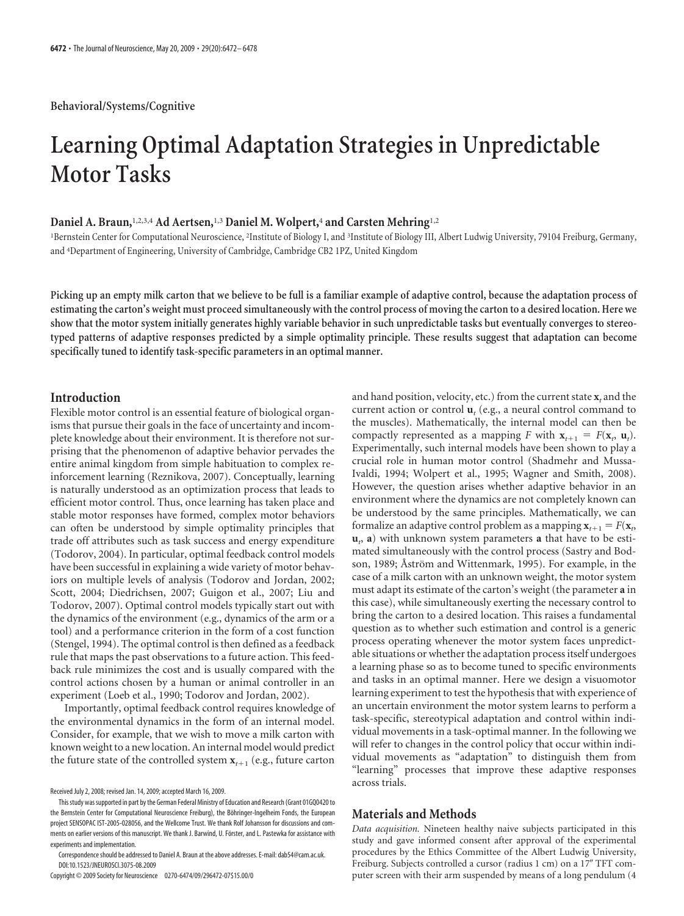Behavioral/Systems/Cognitive

# Learning Optimal Adaptation Strategies in Unpredictable Motor Tasks

**Daniel A. Braun,**[1,2,3,4] **Ad Aertsen,**[1,3] **Daniel M. Wolpert,**[4] **and Carsten Mehring**[1,2]

[1]Bernstein Center for Computational Neuroscience, [2]Institute of Biology I, and [3]Institute of Biology III, Albert Ludwig University, 79104 Freiburg, Germany, and [4]Department of Engineering, University of Cambridge, Cambridge CB2 1PZ, United Kingdom

**Picking up an empty milk carton that we believe to be full is a familiar example of adaptive control, because the adaptation process of estimating the carton's weight must proceed simultaneously with the control process of moving the carton to a desired location. Here we show that the motor system initially generates highly variable behavior in such unpredictable tasks but eventually converges to stereotyped patterns of adaptive responses predicted by a simple optimality principle. These results suggest that adaptation can become specifically tuned to identify task-specific parameters in an optimal manner.**

## Introduction

Flexible motor control is an essential feature of biological organisms that pursue their goals in the face of uncertainty and incomplete knowledge about their environment. It is therefore not surprising that the phenomenon of adaptive behavior pervades the entire animal kingdom from simple habituation to complex reinforcement learning (Reznikova, 2007). Conceptually, learning is naturally understood as an optimization process that leads to efficient motor control. Thus, once learning has taken place and stable motor responses have formed, complex motor behaviors can often be understood by simple optimality principles that trade off attributes such as task success and energy expenditure (Todorov, 2004). In particular, optimal feedback control models have been successful in explaining a wide variety of motor behaviors on multiple levels of analysis (Todorov and Jordan, 2002; Scott, 2004; Diedrichsen, 2007; Guigon et al., 2007; Liu and Todorov, 2007). Optimal control models typically start out with the dynamics of the environment (e.g., dynamics of the arm or a tool) and a performance criterion in the form of a cost function (Stengel, 1994). The optimal control is then defined as a feedback rule that maps the past observations to a future action. This feedback rule minimizes the cost and is usually compared with the control actions chosen by a human or animal controller in an experiment (Loeb et al., 1990; Todorov and Jordan, 2002).

Importantly, optimal feedback control requires knowledge of the environmental dynamics in the form of an internal model. Consider, for example, that we wish to move a milk carton with known weight to a new location. An internal model would predict the future state of the controlled system $\mathbf{x}_{t+1}$ (e.g., future carton and hand position, velocity, etc.) from the current state $\mathbf{x}_t$ and the current action or control $\mathbf{u}_t$ (e.g., a neural control command to the muscles). Mathematically, the internal model can then be compactly represented as a mapping $F$ with $\mathbf{x}_{t+1} = F(\mathbf{x}_t, \mathbf{u}_t)$. Experimentally, such internal models have been shown to play a crucial role in human motor control (Shadmehr and Mussa-Ivaldi, 1994; Wolpert et al., 1995; Wagner and Smith, 2008). However, the question arises whether adaptive behavior in an environment where the dynamics are not completely known can be understood by the same principles. Mathematically, we can formalize an adaptive control problem as a mapping $\mathbf{x}_{t+1} = F(\mathbf{x}_t, \mathbf{u}_t, \mathbf{a})$ with unknown system parameters $\mathbf{a}$ that have to be estimated simultaneously with the control process (Sastry and Bodson, 1989; Åström and Wittenmark, 1995). For example, in the case of a milk carton with an unknown weight, the motor system must adapt its estimate of the carton's weight (the parameter $\mathbf{a}$ in this case), while simultaneously exerting the necessary control to bring the carton to a desired location. This raises a fundamental question as to whether such estimation and control is a generic process operating whenever the motor system faces unpredictable situations or whether the adaptation process itself undergoes a learning phase so as to become tuned to specific environments and tasks in an optimal manner. Here we design a visuomotor learning experiment to test the hypothesis that with experience of an uncertain environment the motor system learns to perform a task-specific, stereotypical adaptation and control within individual movements in a task-optimal manner. In the following we will refer to changes in the control policy that occur within individual movements as "adaptation" to distinguish them from "learning" processes that improve these adaptive responses across trials.

## Materials and Methods

*Data acquisition.* Nineteen healthy naive subjects participated in this study and gave informed consent after approval of the experimental procedures by the Ethics Committee of the Albert Ludwig University, Freiburg. Subjects controlled a cursor (radius 1 cm) on a 17″ TFT computer screen with their arm suspended by means of a long pendulum (4

Received July 2, 2008; revised Jan. 14, 2009; accepted March 16, 2009.

This study was supported in part by the German Federal Ministry of Education and Research (Grant 01GQ0420 to the Bernstein Center for Computational Neuroscience Freiburg), the Böhringer-Ingelheim Fonds, the European project SENSOPAC IST-2005-028056, and the Wellcome Trust. We thank Rolf Johansson for discussions and comments on earlier versions of this manuscript. We thank J. Barwind, U. Förster, and L. Pastewka for assistance with experiments and implementation.

Correspondence should be addressed to Daniel A. Braun at the above addresses. E-mail: dab54@cam.ac.uk.

DOI:10.1523/JNEUROSCI.3075-08.2009

Copyright © 2009 Society for Neuroscience 0270-6474/09/296472-07$15.00/0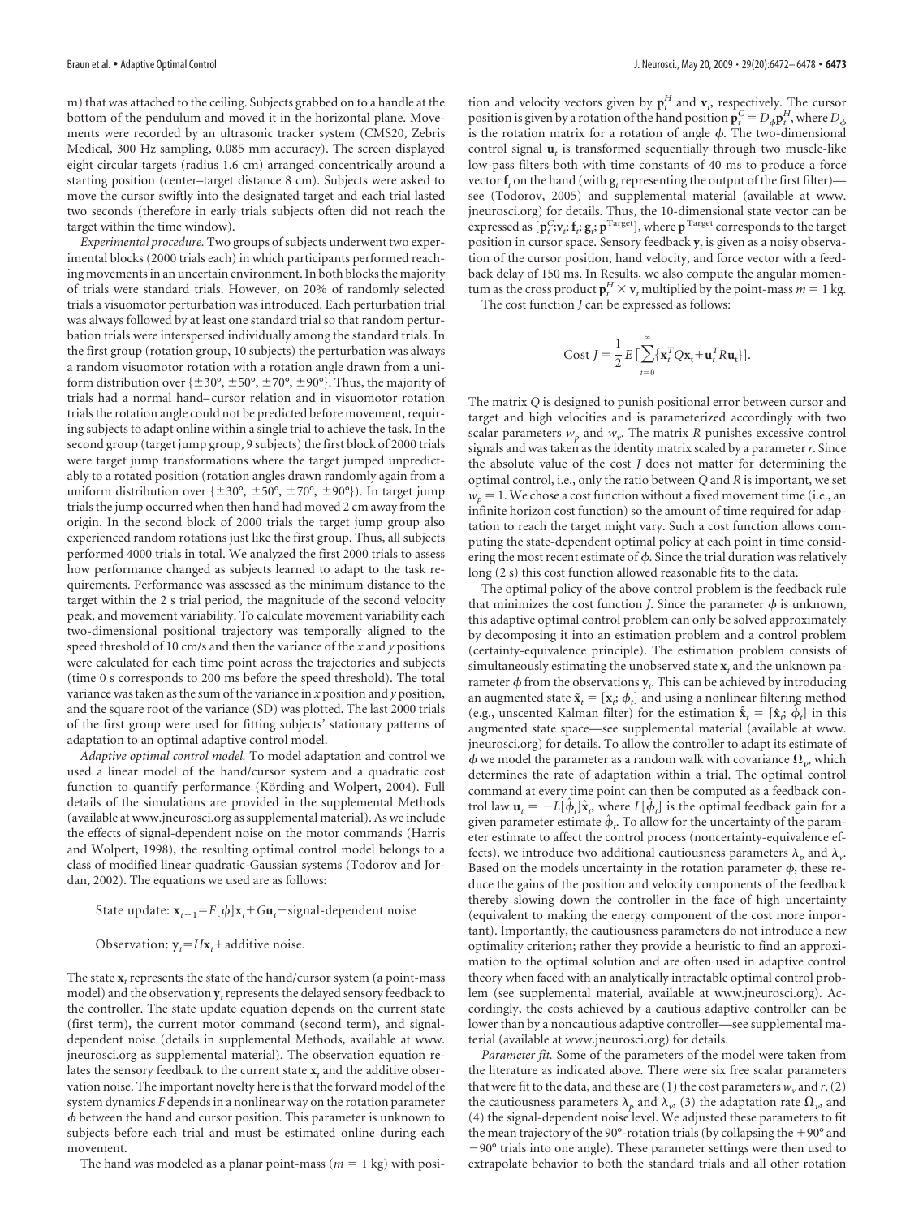m) that was attached to the ceiling. Subjects grabbed on to a handle at the bottom of the pendulum and moved it in the horizontal plane. Movements were recorded by an ultrasonic tracker system (CMS20, Zebris Medical, 300 Hz sampling, 0.085 mm accuracy). The screen displayed eight circular targets (radius 1.6 cm) arranged concentrically around a starting position (center–target distance 8 cm). Subjects were asked to move the cursor swiftly into the designated target and each trial lasted two seconds (therefore in early trials subjects often did not reach the target within the time window).

*Experimental procedure.* Two groups of subjects underwent two experimental blocks (2000 trials each) in which participants performed reaching movements in an uncertain environment. In both blocks the majority of trials were standard trials. However, on 20% of randomly selected trials a visuomotor perturbation was introduced. Each perturbation trial was always followed by at least one standard trial so that random perturbation trials were interspersed individually among the standard trials. In the first group (rotation group, 10 subjects) the perturbation was always a random visuomotor rotation with a rotation angle drawn from a uniform distribution over {±30°, ±50°, ±70°, ±90°}. Thus, the majority of trials had a normal hand–cursor relation and in visuomotor rotation trials the rotation angle could not be predicted before movement, requiring subjects to adapt online within a single trial to achieve the task. In the second group (target jump group, 9 subjects) the first block of 2000 trials were target jump transformations where the target jumped unpredictably to a rotated position (rotation angles drawn randomly again from a uniform distribution over {±30°, ±50°, ±70°, ±90°}). In target jump trials the jump occurred when then hand had moved 2 cm away from the origin. In the second block of 2000 trials the target jump group also experienced random rotations just like the first group. Thus, all subjects performed 4000 trials in total. We analyzed the first 2000 trials to assess how performance changed as subjects learned to adapt to the task requirements. Performance was assessed as the minimum distance to the target within the 2 s trial period, the magnitude of the second velocity peak, and movement variability. To calculate movement variability each two-dimensional positional trajectory was temporally aligned to the speed threshold of 10 cm/s and then the variance of the *x* and *y* positions were calculated for each time point across the trajectories and subjects (time 0 s corresponds to 200 ms before the speed threshold). The total variance was taken as the sum of the variance in *x* position and *y* position, and the square root of the variance (SD) was plotted. The last 2000 trials of the first group were used for fitting subjects' stationary patterns of adaptation to an optimal adaptive control model.

*Adaptive optimal control model.* To model adaptation and control we used a linear model of the hand/cursor system and a quadratic cost function to quantify performance (Körding and Wolpert, 2004). Full details of the simulations are provided in the supplemental Methods (available at www.jneurosci.org as supplemental material). As we include the effects of signal-dependent noise on the motor commands (Harris and Wolpert, 1998), the resulting optimal control model belongs to a class of modified linear quadratic-Gaussian systems (Todorov and Jordan, 2002). The equations we used are as follows:

$$\text{State update: } \mathbf{x}_{t+1} = F[\phi]\mathbf{x}_t + G\mathbf{u}_t + \text{signal-dependent noise}$$

$$\text{Observation: } \mathbf{y}_t = H\mathbf{x}_t + \text{additive noise.}$$

The state $\mathbf{x}_t$ represents the state of the hand/cursor system (a point-mass model) and the observation $\mathbf{y}_t$ represents the delayed sensory feedback to the controller. The state update equation depends on the current state (first term), the current motor command (second term), and signal-dependent noise (details in supplemental Methods, available at www.jneurosci.org as supplemental material). The observation equation relates the sensory feedback to the current state $\mathbf{x}_t$ and the additive observation noise. The important novelty here is that the forward model of the system dynamics $F$ depends in a nonlinear way on the rotation parameter $\phi$ between the hand and cursor position. This parameter is unknown to subjects before each trial and must be estimated online during each movement.

The hand was modeled as a planar point-mass ($m = 1$ kg) with position and velocity vectors given by $\mathbf{p}_t^H$ and $\mathbf{v}_t$, respectively. The cursor position is given by a rotation of the hand position $\mathbf{p}_t^C = D_\phi \mathbf{p}_t^H$, where $D_\phi$ is the rotation matrix for a rotation of angle $\phi$. The two-dimensional control signal $\mathbf{u}_t$ is transformed sequentially through two muscle-like low-pass filters both with time constants of 40 ms to produce a force vector $\mathbf{f}_t$ on the hand (with $\mathbf{g}_t$ representing the output of the first filter)—see (Todorov, 2005) and supplemental material (available at www.jneurosci.org) for details. Thus, the 10-dimensional state vector can be expressed as $[\mathbf{p}_t^C; \mathbf{v}_t; \mathbf{f}_t; \mathbf{g}_t; \mathbf{p}^{\text{Target}}]$, where $\mathbf{p}^{\text{Target}}$ corresponds to the target position in cursor space. Sensory feedback $\mathbf{y}_t$ is given as a noisy observation of the cursor position, hand velocity, and force vector with a feedback delay of 150 ms. In Results, we also compute the angular momentum as the cross product $\mathbf{p}_t^H \times \mathbf{v}_t$ multiplied by the point-mass $m = 1$ kg.

The cost function $J$ can be expressed as follows:

$$\text{Cost } J = \frac{1}{2} E\left[\sum_{t=0}^{\infty} \{\mathbf{x}_t^T Q \mathbf{x}_t + \mathbf{u}_t^T R \mathbf{u}_t\}\right].$$

The matrix $Q$ is designed to punish positional error between cursor and target and high velocities and is parameterized accordingly with two scalar parameters $w_p$ and $w_v$. The matrix $R$ punishes excessive control signals and was taken as the identity matrix scaled by a parameter $r$. Since the absolute value of the cost $J$ does not matter for determining the optimal control, i.e., only the ratio between $Q$ and $R$ is important, we set $w_p = 1$. We chose a cost function without a fixed movement time (i.e., an infinite horizon cost function) so the amount of time required for adaptation to reach the target might vary. Such a cost function allows computing the state-dependent optimal policy at each point in time considering the most recent estimate of $\phi$. Since the trial duration was relatively long (2 s) this cost function allowed reasonable fits to the data.

The optimal policy of the above control problem is the feedback rule that minimizes the cost function $J$. Since the parameter $\phi$ is unknown, this adaptive optimal control problem can only be solved approximately by decomposing it into an estimation problem and a control problem (certainty-equivalence principle). The estimation problem consists of simultaneously estimating the unobserved state $\mathbf{x}_t$ and the unknown parameter $\phi$ from the observations $\mathbf{y}_t$. This can be achieved by introducing an augmented state $\tilde{\mathbf{x}}_t = [\mathbf{x}_t; \phi_t]$ and using a nonlinear filtering method (e.g., unscented Kalman filter) for the estimation $\hat{\tilde{\mathbf{x}}}_t = [\hat{\mathbf{x}}_t; \hat{\phi}_t]$ in this augmented state space—see supplemental material (available at www.jneurosci.org) for details. To allow the controller to adapt its estimate of $\phi$ we model the parameter as a random walk with covariance $\Omega_v$, which determines the rate of adaptation within a trial. The optimal control command at every time point can then be computed as a feedback control law $\mathbf{u}_t = -L[\hat{\phi}_t]\hat{\mathbf{x}}_t$, where $L[\hat{\phi}_t]$ is the optimal feedback gain for a given parameter estimate $\hat{\phi}_t$. To allow for the uncertainty of the parameter estimate to affect the control process (noncertainty-equivalence effects), we introduce two additional cautiousness parameters $\lambda_p$ and $\lambda_v$. Based on the models uncertainty in the rotation parameter $\phi$, these reduce the gains of the position and velocity components of the feedback thereby slowing down the controller in the face of high uncertainty (equivalent to making the energy component of the cost more important). Importantly, the cautiousness parameters do not introduce a new optimality criterion; rather they provide a heuristic to find an approximation to the optimal solution and are often used in adaptive control theory when faced with an analytically intractable optimal control problem (see supplemental material, available at www.jneurosci.org). Accordingly, the costs achieved by a cautious adaptive controller can be lower than by a noncautious adaptive controller—see supplemental material (available at www.jneurosci.org) for details.

*Parameter fit.* Some of the parameters of the model were taken from the literature as indicated above. There were six free scalar parameters that were fit to the data, and these are (1) the cost parameters $w_v$ and $r$, (2) the cautiousness parameters $\lambda_p$ and $\lambda_v$, (3) the adaptation rate $\Omega_v$, and (4) the signal-dependent noise level. We adjusted these parameters to fit the mean trajectory of the 90°-rotation trials (by collapsing the +90° and −90° trials into one angle). These parameter settings were then used to extrapolate behavior to both the standard trials and all other rotation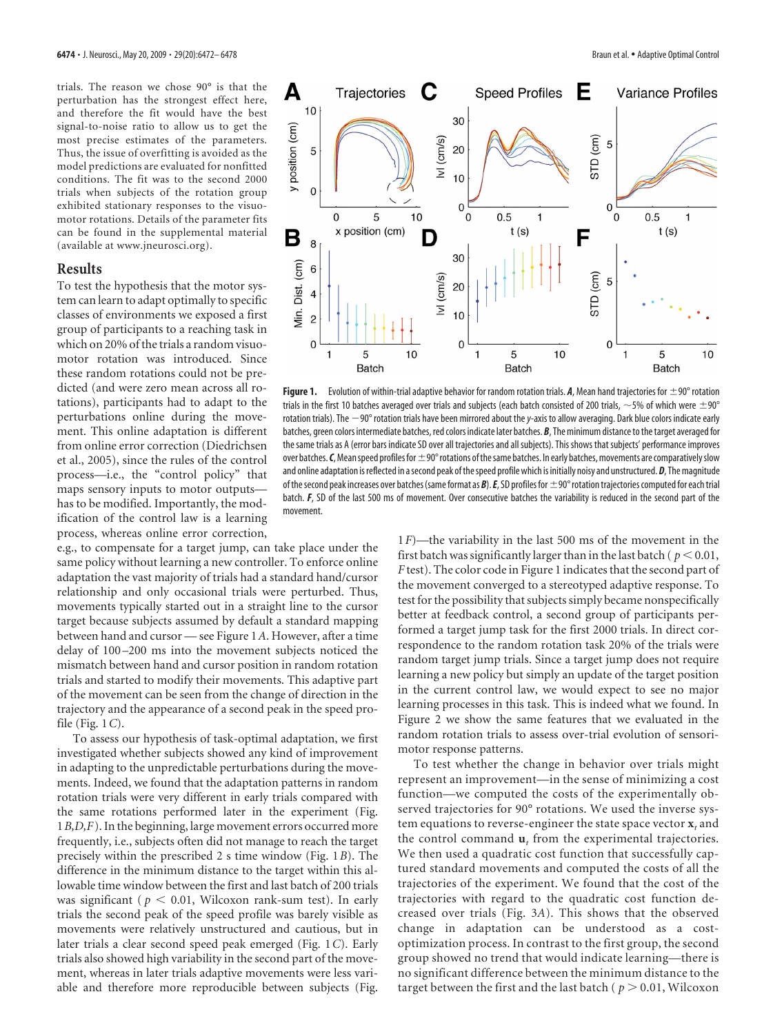trials. The reason we chose 90° is that the perturbation has the strongest effect here, and therefore the fit would have the best signal-to-noise ratio to allow us to get the most precise estimates of the parameters. Thus, the issue of overfitting is avoided as the model predictions are evaluated for nonfitted conditions. The fit was to the second 2000 trials when subjects of the rotation group exhibited stationary responses to the visuomotor rotations. Details of the parameter fits can be found in the supplemental material (available at www.jneurosci.org).

## Results

To test the hypothesis that the motor system can learn to adapt optimally to specific classes of environments we exposed a first group of participants to a reaching task in which on 20% of the trials a random visuomotor rotation was introduced. Since these random rotations could not be predicted (and were zero mean across all rotations), participants had to adapt to the perturbations online during the movement. This online adaptation is different from online error correction (Diedrichsen et al., 2005), since the rules of the control process—i.e., the "control policy" that maps sensory inputs to motor outputs—has to be modified. Importantly, the modification of the control law is a learning process, whereas online error correction, e.g., to compensate for a target jump, can take place under the same policy without learning a new controller. To enforce online adaptation the vast majority of trials had a standard hand/cursor relationship and only occasional trials were perturbed. Thus, movements typically started out in a straight line to the cursor target because subjects assumed by default a standard mapping between hand and cursor — see Figure 1*A*. However, after a time delay of 100–200 ms into the movement subjects noticed the mismatch between hand and cursor position in random rotation trials and started to modify their movements. This adaptive part of the movement can be seen from the change of direction in the trajectory and the appearance of a second peak in the speed profile (Fig. 1*C*).

To assess our hypothesis of task-optimal adaptation, we first investigated whether subjects showed any kind of improvement in adapting to the unpredictable perturbations during the movements. Indeed, we found that the adaptation patterns in random rotation trials were very different in early trials compared with the same rotations performed later in the experiment (Fig. 1*B*,*D*,*F*). In the beginning, large movement errors occurred more frequently, i.e., subjects often did not manage to reach the target precisely within the prescribed 2 s time window (Fig. 1*B*). The difference in the minimum distance to the target within this allowable time window between the first and last batch of 200 trials was significant ( $p < 0.01$, Wilcoxon rank-sum test). In early trials the second peak of the speed profile was barely visible as movements were relatively unstructured and cautious, but in later trials a clear second speed peak emerged (Fig. 1*C*). Early trials also showed high variability in the second part of the movement, whereas in later trials adaptive movements were less variable and therefore more reproducible between subjects (Fig. 1*F*)—the variability in the last 500 ms of the movement in the first batch was significantly larger than in the last batch ( $p < 0.01$, *F* test). The color code in Figure 1 indicates that the second part of the movement converged to a stereotyped adaptive response. To test for the possibility that subjects simply became nonspecifically better at feedback control, a second group of participants performed a target jump task for the first 2000 trials. In direct correspondence to the random rotation task 20% of the trials were random target jump trials. Since a target jump does not require learning a new policy but simply an update of the target position in the current control law, we would expect to see no major learning processes in this task. This is indeed what we found. In Figure 2 we show the same features that we evaluated in the random rotation trials to assess over-trial evolution of sensorimotor response patterns.

**Figure 1.** Evolution of within-trial adaptive behavior for random rotation trials. ***A***, Mean hand trajectories for ±90° rotation trials in the first 10 batches averaged over trials and subjects (each batch consisted of 200 trials, ~5% of which were ±90° rotation trials). The −90° rotation trials have been mirrored about the *y*-axis to allow averaging. Dark blue colors indicate early batches, green colors intermediate batches, red colors indicate later batches. ***B***, The minimum distance to the target averaged for the same trials as A (error bars indicate SD over all trajectories and all subjects). This shows that subjects' performance improves over batches. ***C***, Mean speed profiles for ±90° rotations of the same batches. In early batches, movements are comparatively slow and online adaptation is reflected in a second peak of the speed profile which is initially noisy and unstructured. ***D***, The magnitude of the second peak increases over batches (same format as ***B***). ***E***, SD profiles for ±90° rotation trajectories computed for each trial batch. ***F***, SD of the last 500 ms of movement. Over consecutive batches the variability is reduced in the second part of the movement.

To test whether the change in behavior over trials might represent an improvement—in the sense of minimizing a cost function—we computed the costs of the experimentally observed trajectories for 90° rotations. We used the inverse system equations to reverse-engineer the state space vector $\mathbf{x}_t$ and the control command $\mathbf{u}_t$ from the experimental trajectories. We then used a quadratic cost function that successfully captured standard movements and computed the costs of all the trajectories of the experiment. We found that the cost of the trajectories with regard to the quadratic cost function decreased over trials (Fig. 3*A*). This shows that the observed change in adaptation can be understood as a cost-optimization process. In contrast to the first group, the second group showed no trend that would indicate learning—there is no significant difference between the minimum distance to the target between the first and the last batch ( $p > 0.01$, Wilcoxon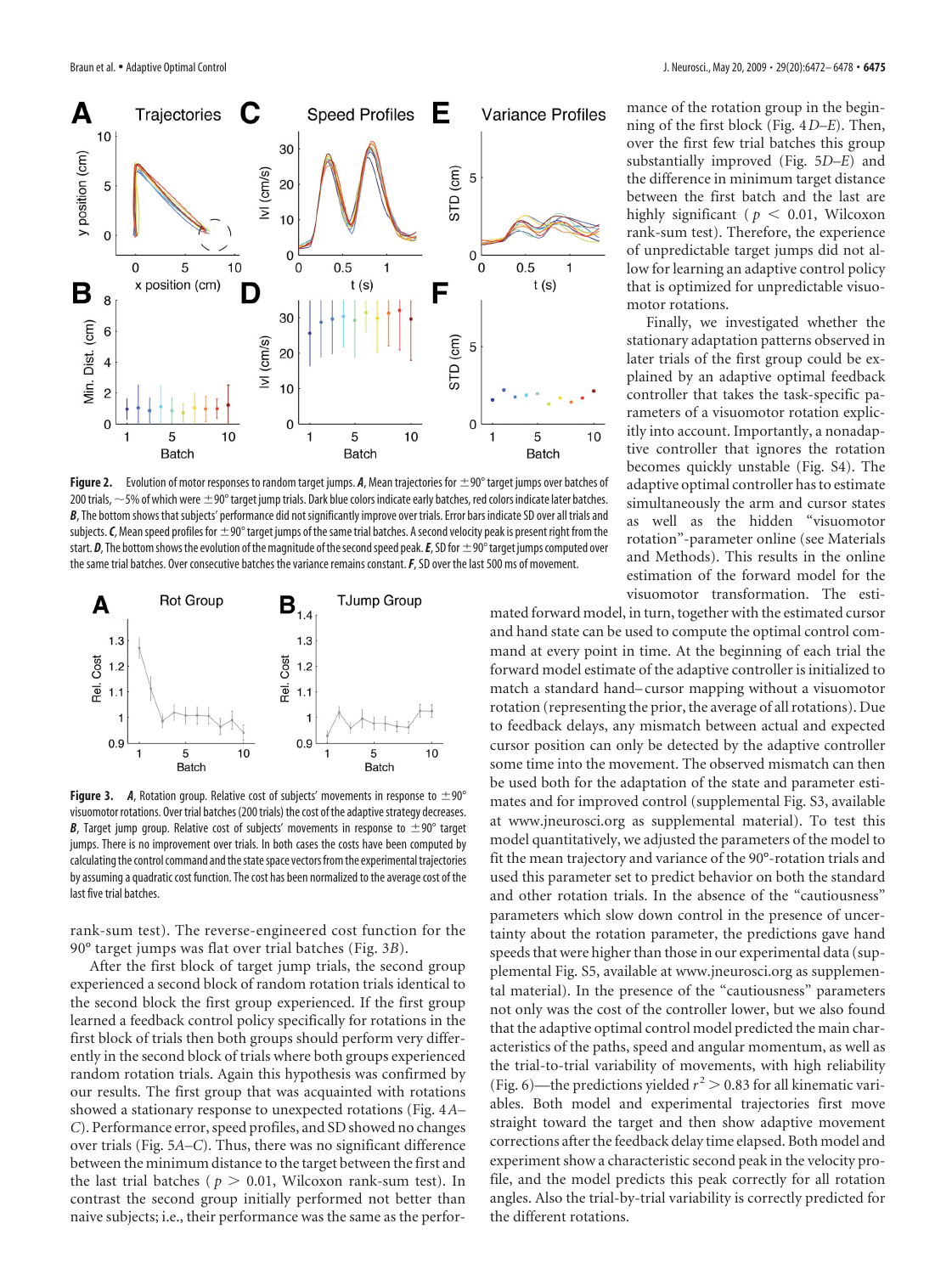Figure 2. Evolution of motor responses to random target jumps. ***A***, Mean trajectories for ±90° target jumps over batches of 200 trials, ~5% of which were ±90° target jump trials. Dark blue colors indicate early batches, red colors indicate later batches. ***B***, The bottom shows that subjects' performance did not significantly improve over trials. Error bars indicate SD over all trials and subjects. ***C***, Mean speed profiles for ±90° target jumps of the same trial batches. A second velocity peak is present right from the start. ***D***, The bottom shows the evolution of the magnitude of the second speed peak. ***E***, SD for ±90° target jumps computed over the same trial batches. Over consecutive batches the variance remains constant. ***F***, SD over the last 500 ms of movement.

Figure 3. ***A***, Rotation group. Relative cost of subjects' movements in response to ±90° visuomotor rotations. Over trial batches (200 trials) the cost of the adaptive strategy decreases. ***B***, Target jump group. Relative cost of subjects' movements in response to ±90° target jumps. There is no improvement over trials. In both cases the costs have been computed by calculating the control command and the state space vectors from the experimental trajectories by assuming a quadratic cost function. The cost has been normalized to the average cost of the last five trial batches.

rank-sum test). The reverse-engineered cost function for the 90° target jumps was flat over trial batches (Fig. 3*B*).

After the first block of target jump trials, the second group experienced a second block of random rotation trials identical to the second block the first group experienced. If the first group learned a feedback control policy specifically for rotations in the first block of trials then both groups should perform very differently in the second block of trials where both groups experienced random rotation trials. Again this hypothesis was confirmed by our results. The first group that was acquainted with rotations showed a stationary response to unexpected rotations (Fig. 4*A–C*). Performance error, speed profiles, and SD showed no changes over trials (Fig. 5*A–C*). Thus, there was no significant difference between the minimum distance to the target between the first and the last trial batches ($p > 0.01$, Wilcoxon rank-sum test). In contrast the second group initially performed not better than naive subjects; i.e., their performance was the same as the performance of the rotation group in the beginning of the first block (Fig. 4*D–E*). Then, over the first few trial batches this group substantially improved (Fig. 5*D–E*) and the difference in minimum target distance between the first batch and the last are highly significant ($p < 0.01$, Wilcoxon rank-sum test). Therefore, the experience of unpredictable target jumps did not allow for learning an adaptive control policy that is optimized for unpredictable visuomotor rotations.

Finally, we investigated whether the stationary adaptation patterns observed in later trials of the first group could be explained by an adaptive optimal feedback controller that takes the task-specific parameters of a visuomotor rotation explicitly into account. Importantly, a nonadaptive controller that ignores the rotation becomes quickly unstable (Fig. S4). The adaptive optimal controller has to estimate simultaneously the arm and cursor states as well as the hidden "visuomotor rotation"-parameter online (see Materials and Methods). This results in the online estimation of the forward model for the visuomotor transformation. The estimated forward model, in turn, together with the estimated cursor and hand state can be used to compute the optimal control command at every point in time. At the beginning of each trial the forward model estimate of the adaptive controller is initialized to match a standard hand–cursor mapping without a visuomotor rotation (representing the prior, the average of all rotations). Due to feedback delays, any mismatch between actual and expected cursor position can only be detected by the adaptive controller some time into the movement. The observed mismatch can then be used both for the adaptation of the state and parameter estimates and for improved control (supplemental Fig. S3, available at www.jneurosci.org as supplemental material). To test this model quantitatively, we adjusted the parameters of the model to fit the mean trajectory and variance of the 90°-rotation trials and used this parameter set to predict behavior on both the standard and other rotation trials. In the absence of the "cautiousness" parameters which slow down control in the presence of uncertainty about the rotation parameter, the predictions gave hand speeds that were higher than those in our experimental data (supplemental Fig. S5, available at www.jneurosci.org as supplemental material). In the presence of the "cautiousness" parameters not only was the cost of the controller lower, but we also found that the adaptive optimal control model predicted the main characteristics of the paths, speed and angular momentum, as well as the trial-to-trial variability of movements, with high reliability (Fig. 6)—the predictions yielded $r^2 > 0.83$ for all kinematic variables. Both model and experimental trajectories first move straight toward the target and then show adaptive movement corrections after the feedback delay time elapsed. Both model and experiment show a characteristic second peak in the velocity profile, and the model predicts this peak correctly for all rotation angles. Also the trial-by-trial variability is correctly predicted for the different rotations.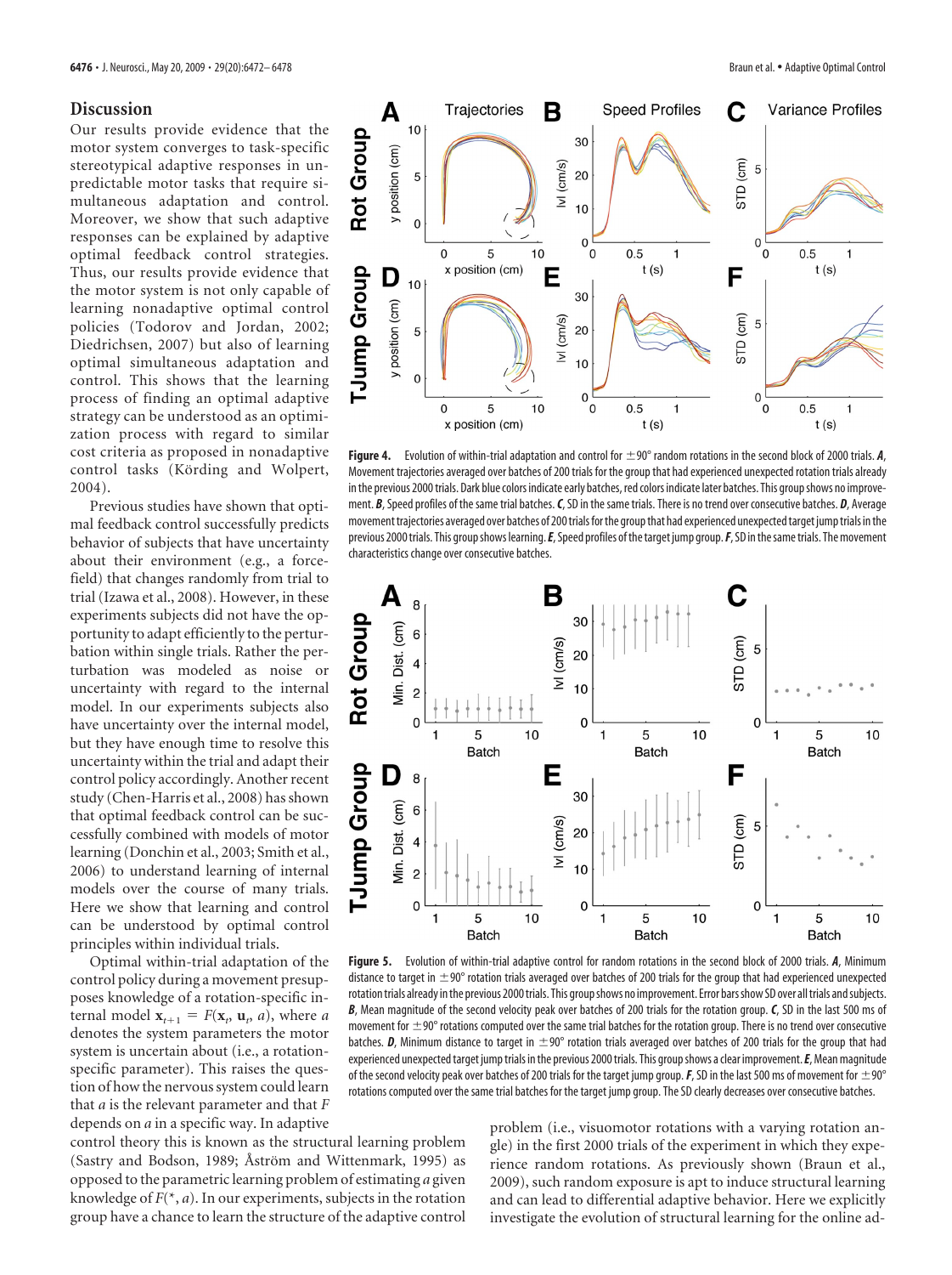## Discussion

Our results provide evidence that the motor system converges to task-specific stereotypical adaptive responses in unpredictable motor tasks that require simultaneous adaptation and control. Moreover, we show that such adaptive responses can be explained by adaptive optimal feedback control strategies. Thus, our results provide evidence that the motor system is not only capable of learning nonadaptive optimal control policies (Todorov and Jordan, 2002; Diedrichsen, 2007) but also of learning optimal simultaneous adaptation and control. This shows that the learning process of finding an optimal adaptive strategy can be understood as an optimization process with regard to similar cost criteria as proposed in nonadaptive control tasks (Körding and Wolpert, 2004).

Previous studies have shown that optimal feedback control successfully predicts behavior of subjects that have uncertainty about their environment (e.g., a force-field) that changes randomly from trial to trial (Izawa et al., 2008). However, in these experiments subjects did not have the opportunity to adapt efficiently to the perturbation within single trials. Rather the perturbation was modeled as noise or uncertainty with regard to the internal model. In our experiments subjects also have uncertainty over the internal model, but they have enough time to resolve this uncertainty within the trial and adapt their control policy accordingly. Another recent study (Chen-Harris et al., 2008) has shown that optimal feedback control can be successfully combined with models of motor learning (Donchin et al., 2003; Smith et al., 2006) to understand learning of internal models over the course of many trials. Here we show that learning and control can be understood by optimal control principles within individual trials.

Optimal within-trial adaptation of the control policy during a movement presupposes knowledge of a rotation-specific internal model $\mathbf{x}_{t+1} = F(\mathbf{x}_t, \mathbf{u}_t, a)$, where $a$ denotes the system parameters the motor system is uncertain about (i.e., a rotation-specific parameter). This raises the question of how the nervous system could learn that $a$ is the relevant parameter and that $F$ depends on $a$ in a specific way. In adaptive control theory this is known as the structural learning problem (Sastry and Bodson, 1989; Åström and Wittenmark, 1995) as opposed to the parametric learning problem of estimating $a$ given knowledge of $F(*, a)$. In our experiments, subjects in the rotation group have a chance to learn the structure of the adaptive control problem (i.e., visuomotor rotations with a varying rotation angle) in the first 2000 trials of the experiment in which they experience random rotations. As previously shown (Braun et al., 2009), such random exposure is apt to induce structural learning and can lead to differential adaptive behavior. Here we explicitly investigate the evolution of structural learning for the online ad-

**Figure 4.** Evolution of within-trial adaptation and control for ±90° random rotations in the second block of 2000 trials. ***A***, Movement trajectories averaged over batches of 200 trials for the group that had experienced unexpected rotation trials already in the previous 2000 trials. Dark blue colors indicate early batches, red colors indicate later batches. This group shows no improvement. ***B***, Speed profiles of the same trial batches. ***C***, SD in the same trials. There is no trend over consecutive batches. ***D***, Average movement trajectories averaged over batches of 200 trials for the group that had experienced unexpected target jump trials in the previous 2000 trials. This group shows learning. ***E***, Speed profiles of the target jump group. ***F***, SD in the same trials. The movement characteristics change over consecutive batches.

**Figure 5.** Evolution of within-trial adaptive control for random rotations in the second block of 2000 trials. ***A***, Minimum distance to target in ±90° rotation trials averaged over batches of 200 trials for the group that had experienced unexpected rotation trials already in the previous 2000 trials. This group shows no improvement. Error bars show SD over all trials and subjects. ***B***, Mean magnitude of the second velocity peak over batches of 200 trials for the rotation group. ***C***, SD in the last 500 ms of movement for ±90° rotations computed over the same trial batches for the rotation group. There is no trend over consecutive batches. ***D***, Minimum distance to target in ±90° rotation trials averaged over batches of 200 trials for the group that had experienced unexpected target jump trials in the previous 2000 trials. This group shows a clear improvement. ***E***, Mean magnitude of the second velocity peak over batches of 200 trials for the target jump group. ***F***, SD in the last 500 ms of movement for ±90° rotations computed over the same trial batches for the target jump group. The SD clearly decreases over consecutive batches.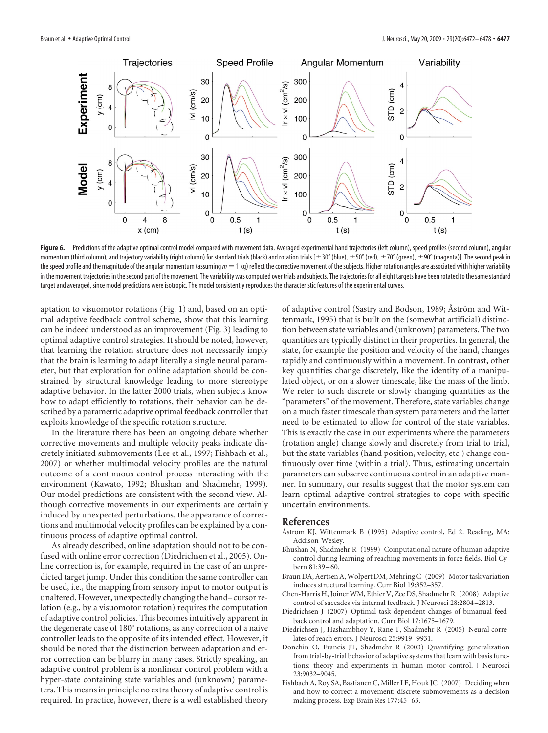**Figure 6.** Predictions of the adaptive optimal control model compared with movement data. Averaged experimental hand trajectories (left column), speed profiles (second column), angular momentum (third column), and trajectory variability (right column) for standard trials (black) and rotation trials [±30° (blue), ±50° (red), ±70° (green), ±90° (magenta)]. The second peak in the speed profile and the magnitude of the angular momentum (assuming $m = 1$ kg) reflect the corrective movement of the subjects. Higher rotation angles are associated with higher variability in the movement trajectories in the second part of the movement. The variability was computed over trials and subjects. The trajectories for all eight targets have been rotated to the same standard target and averaged, since model predictions were isotropic. The model consistently reproduces the characteristic features of the experimental curves.

aptation to visuomotor rotations (Fig. 1) and, based on an optimal adaptive feedback control scheme, show that this learning can be indeed understood as an improvement (Fig. 3) leading to optimal adaptive control strategies. It should be noted, however, that learning the rotation structure does not necessarily imply that the brain is learning to adapt literally a single neural parameter, but that exploration for online adaptation should be constrained by structural knowledge leading to more stereotype adaptive behavior. In the latter 2000 trials, when subjects know how to adapt efficiently to rotations, their behavior can be described by a parametric adaptive optimal feedback controller that exploits knowledge of the specific rotation structure.

In the literature there has been an ongoing debate whether corrective movements and multiple velocity peaks indicate discretely initiated submovements (Lee et al., 1997; Fishbach et al., 2007) or whether multimodal velocity profiles are the natural outcome of a continuous control process interacting with the environment (Kawato, 1992; Bhushan and Shadmehr, 1999). Our model predictions are consistent with the second view. Although corrective movements in our experiments are certainly induced by unexpected perturbations, the appearance of corrections and multimodal velocity profiles can be explained by a continuous process of adaptive optimal control.

As already described, online adaptation should not to be confused with online error correction (Diedrichsen et al., 2005). Online correction is, for example, required in the case of an unpredicted target jump. Under this condition the same controller can be used, i.e., the mapping from sensory input to motor output is unaltered. However, unexpectedly changing the hand–cursor relation (e.g., by a visuomotor rotation) requires the computation of adaptive control policies. This becomes intuitively apparent in the degenerate case of 180° rotations, as any correction of a naive controller leads to the opposite of its intended effect. However, it should be noted that the distinction between adaptation and error correction can be blurry in many cases. Strictly speaking, an adaptive control problem is a nonlinear control problem with a hyper-state containing state variables and (unknown) parameters. This means in principle no extra theory of adaptive control is required. In practice, however, there is a well established theory of adaptive control (Sastry and Bodson, 1989; Åström and Wittenmark, 1995) that is built on the (somewhat artificial) distinction between state variables and (unknown) parameters. The two quantities are typically distinct in their properties. In general, the state, for example the position and velocity of the hand, changes rapidly and continuously within a movement. In contrast, other key quantities change discretely, like the identity of a manipulated object, or on a slower timescale, like the mass of the limb. We refer to such discrete or slowly changing quantities as the "parameters" of the movement. Therefore, state variables change on a much faster timescale than system parameters and the latter need to be estimated to allow for control of the state variables. This is exactly the case in our experiments where the parameters (rotation angle) change slowly and discretely from trial to trial, but the state variables (hand position, velocity, etc.) change continuously over time (within a trial). Thus, estimating uncertain parameters can subserve continuous control in an adaptive manner. In summary, our results suggest that the motor system can learn optimal adaptive control strategies to cope with specific uncertain environments.

## References

Åström KJ, Wittenmark B (1995) Adaptive control, Ed 2. Reading, MA: Addison-Wesley.

Bhushan N, Shadmehr R (1999) Computational nature of human adaptive control during learning of reaching movements in force fields. Biol Cybern 81:39–60.

Braun DA, Aertsen A, Wolpert DM, Mehring C (2009) Motor task variation induces structural learning. Curr Biol 19:352–357.

Chen-Harris H, Joiner WM, Ethier V, Zee DS, Shadmehr R (2008) Adaptive control of saccades via internal feedback. J Neurosci 28:2804–2813.

Diedrichsen J (2007) Optimal task-dependent changes of bimanual feedback control and adaptation. Curr Biol 17:1675–1679.

Diedrichsen J, Hashambhoy Y, Rane T, Shadmehr R (2005) Neural correlates of reach errors. J Neurosci 25:9919–9931.

Donchin O, Francis JT, Shadmehr R (2003) Quantifying generalization from trial-by-trial behavior of adaptive systems that learn with basis functions: theory and experiments in human motor control. J Neurosci 23:9032–9045.

Fishbach A, Roy SA, Bastianen C, Miller LE, Houk JC (2007) Deciding when and how to correct a movement: discrete submovements as a decision making process. Exp Brain Res 177:45–63.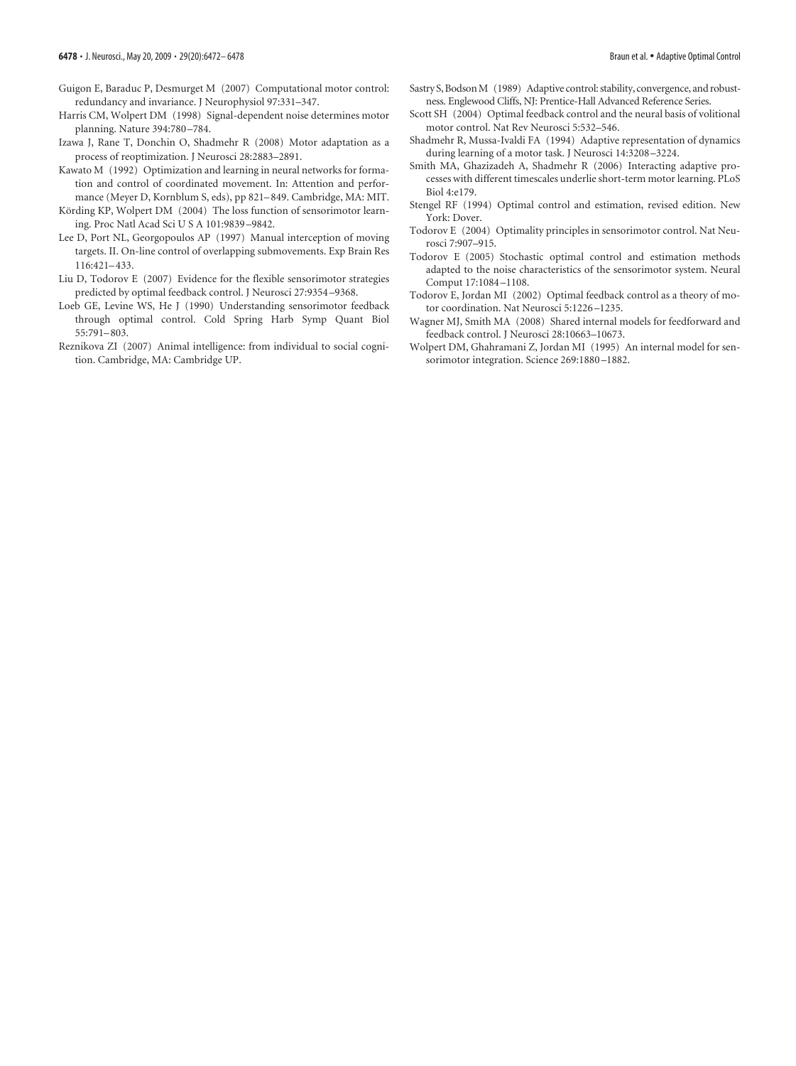Guigon E, Baraduc P, Desmurget M (2007) Computational motor control: redundancy and invariance. J Neurophysiol 97:331–347.

Harris CM, Wolpert DM (1998) Signal-dependent noise determines motor planning. Nature 394:780–784.

Izawa J, Rane T, Donchin O, Shadmehr R (2008) Motor adaptation as a process of reoptimization. J Neurosci 28:2883–2891.

Kawato M (1992) Optimization and learning in neural networks for formation and control of coordinated movement. In: Attention and performance (Meyer D, Kornblum S, eds), pp 821–849. Cambridge, MA: MIT.

Körding KP, Wolpert DM (2004) The loss function of sensorimotor learning. Proc Natl Acad Sci U S A 101:9839–9842.

Lee D, Port NL, Georgopoulos AP (1997) Manual interception of moving targets. II. On-line control of overlapping submovements. Exp Brain Res 116:421–433.

Liu D, Todorov E (2007) Evidence for the flexible sensorimotor strategies predicted by optimal feedback control. J Neurosci 27:9354–9368.

Loeb GE, Levine WS, He J (1990) Understanding sensorimotor feedback through optimal control. Cold Spring Harb Symp Quant Biol 55:791–803.

Reznikova ZI (2007) Animal intelligence: from individual to social cognition. Cambridge, MA: Cambridge UP.

Sastry S, Bodson M (1989) Adaptive control: stability, convergence, and robustness. Englewood Cliffs, NJ: Prentice-Hall Advanced Reference Series.

Scott SH (2004) Optimal feedback control and the neural basis of volitional motor control. Nat Rev Neurosci 5:532–546.

Shadmehr R, Mussa-Ivaldi FA (1994) Adaptive representation of dynamics during learning of a motor task. J Neurosci 14:3208–3224.

Smith MA, Ghazizadeh A, Shadmehr R (2006) Interacting adaptive processes with different timescales underlie short-term motor learning. PLoS Biol 4:e179.

Stengel RF (1994) Optimal control and estimation, revised edition. New York: Dover.

Todorov E (2004) Optimality principles in sensorimotor control. Nat Neurosci 7:907–915.

Todorov E (2005) Stochastic optimal control and estimation methods adapted to the noise characteristics of the sensorimotor system. Neural Comput 17:1084–1108.

Todorov E, Jordan MI (2002) Optimal feedback control as a theory of motor coordination. Nat Neurosci 5:1226–1235.

Wagner MJ, Smith MA (2008) Shared internal models for feedforward and feedback control. J Neurosci 28:10663–10673.

Wolpert DM, Ghahramani Z, Jordan MI (1995) An internal model for sensorimotor integration. Science 269:1880–1882.